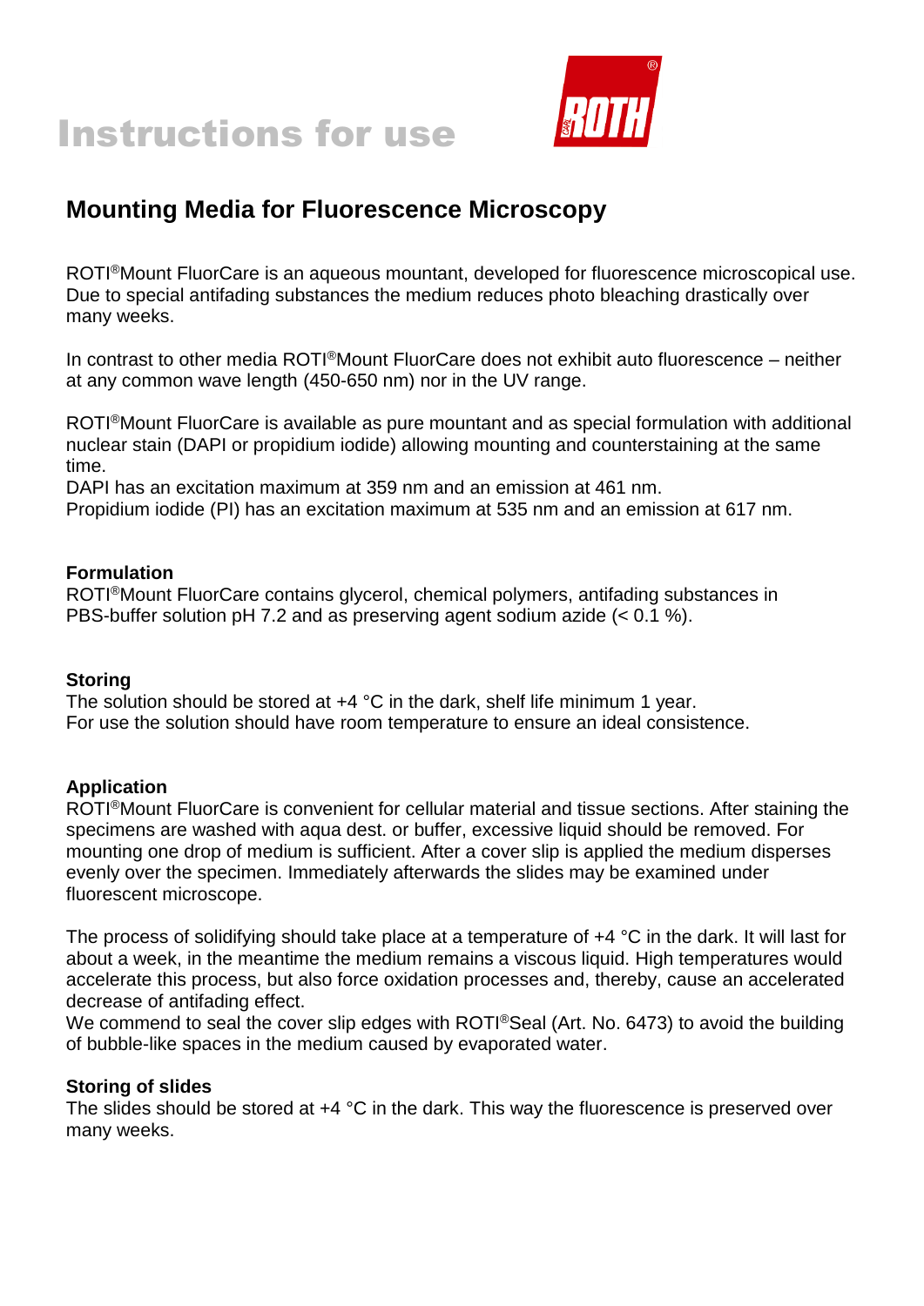# Instructions for use

## Mounting Media for Fluorescence Microscopy

ROTI®Mount FluorCare is an aqueous mountant, developed for fluorescence microscopical use. Due to special antifading substances the medium reduces photo bleaching drastically over many weeks.

In contrast to other media ROTI®Mount FluorCare does not exhibit auto fluorescence – neither at any common wave length (450-650 nm) nor in the UV range.

ROTI®Mount FluorCare is available as pure mountant and as special formulation with additional nuclear stain (DAPI or propidium iodide) allowing mounting and counterstaining at the same time.
DAPI has an excitation maximum at 359 nm and an emission at 461 nm.
Propidium iodide (PI) has an excitation maximum at 535 nm and an emission at 617 nm.

**Formulation**
ROTI®Mount FluorCare contains glycerol, chemical polymers, antifading substances in PBS-buffer solution pH 7.2 and as preserving agent sodium azide (< 0.1 %).

**Storing**
The solution should be stored at +4 °C in the dark, shelf life minimum 1 year.
For use the solution should have room temperature to ensure an ideal consistence.

**Application**
ROTI®Mount FluorCare is convenient for cellular material and tissue sections. After staining the specimens are washed with aqua dest. or buffer, excessive liquid should be removed. For mounting one drop of medium is sufficient. After a cover slip is applied the medium disperses evenly over the specimen. Immediately afterwards the slides may be examined under fluorescent microscope.

The process of solidifying should take place at a temperature of +4 °C in the dark. It will last for about a week, in the meantime the medium remains a viscous liquid. High temperatures would accelerate this process, but also force oxidation processes and, thereby, cause an accelerated decrease of antifading effect.
We commend to seal the cover slip edges with ROTI®Seal (Art. No. 6473) to avoid the building of bubble-like spaces in the medium caused by evaporated water.

**Storing of slides**
The slides should be stored at +4 °C in the dark. This way the fluorescence is preserved over many weeks.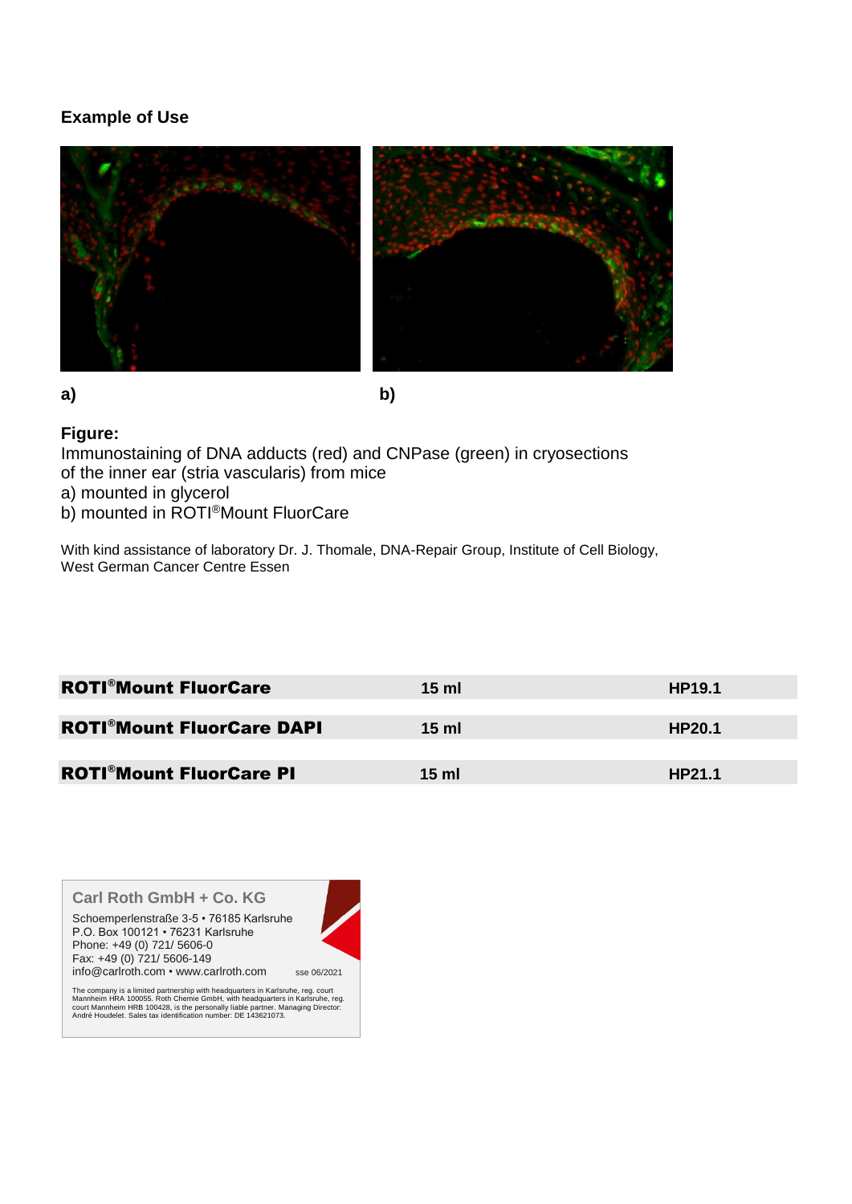### Example of Use

a) b)

**Figure:**
Immunostaining of DNA adducts (red) and CNPase (green) in cryosections of the inner ear (stria vascularis) from mice
a) mounted in glycerol
b) mounted in ROTI®Mount FluorCare

With kind assistance of laboratory Dr. J. Thomale, DNA-Repair Group, Institute of Cell Biology, West German Cancer Centre Essen

| | | |
|---|---|---|
| **ROTI®Mount FluorCare** | **15 ml** | **HP19.1** |
| **ROTI®Mount FluorCare DAPI** | **15 ml** | **HP20.1** |
| **ROTI®Mount FluorCare PI** | **15 ml** | **HP21.1** |

**Carl Roth GmbH + Co. KG**
Schoemperlenstraße 3-5 • 76185 Karlsruhe
P.O. Box 100121 • 76231 Karlsruhe
Phone: +49 (0) 721/ 5606-0
Fax: +49 (0) 721/ 5606-149
info@carlroth.com • www.carlroth.com sse 06/2021

The company is a limited partnership with headquarters in Karlsruhe, reg. court Mannheim HRA 100055. Roth Chemie GmbH, with headquarters in Karlsruhe, reg. court Mannheim HRB 100428, is the personally liable partner. Managing Director: André Houdelet. Sales tax identification number: DE 143621073.